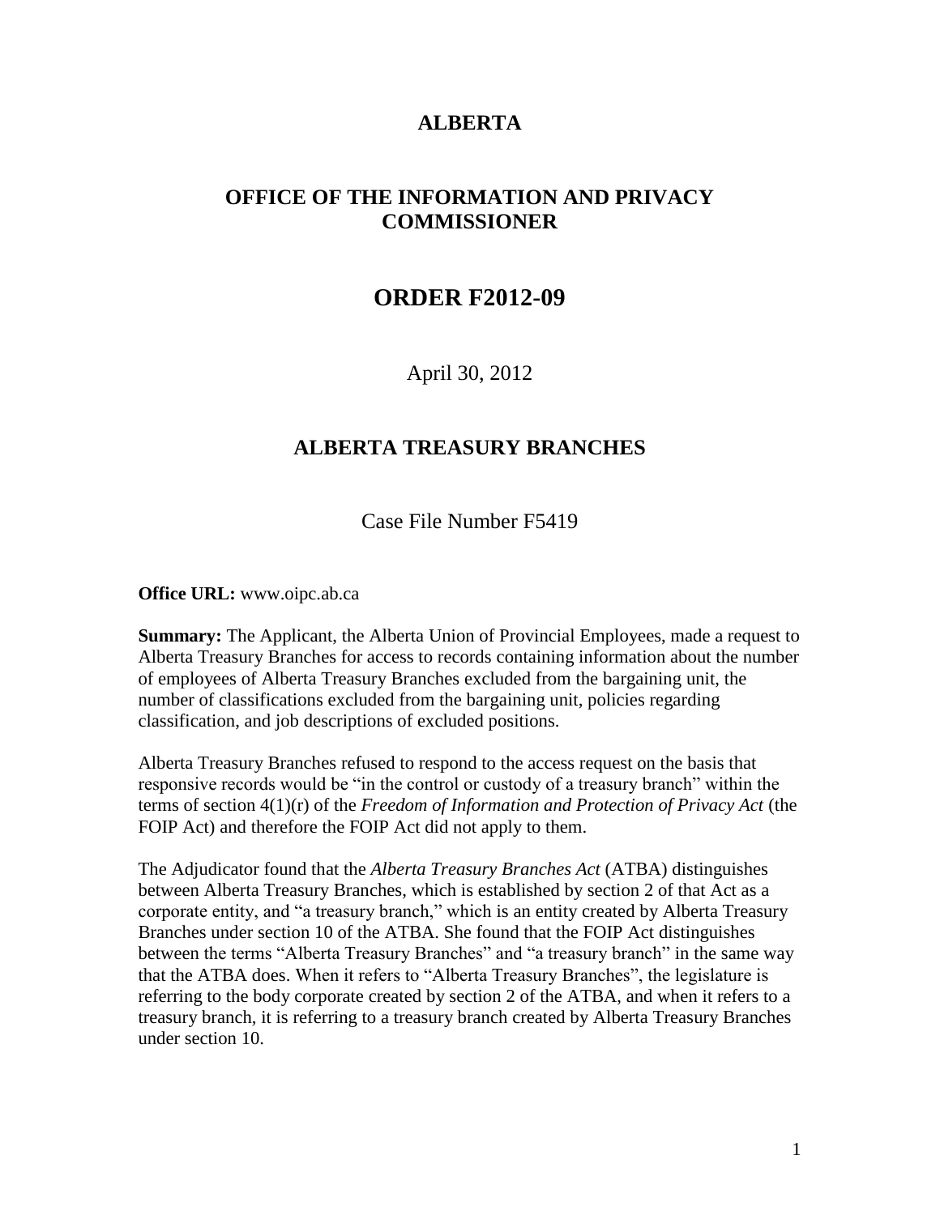# ALBERTA

## OFFICE OF THE INFORMATION AND PRIVACY COMMISSIONER

# ORDER F2012-09

April 30, 2012

## ALBERTA TREASURY BRANCHES

Case File Number F5419

**Office URL:** www.oipc.ab.ca

**Summary:** The Applicant, the Alberta Union of Provincial Employees, made a request to Alberta Treasury Branches for access to records containing information about the number of employees of Alberta Treasury Branches excluded from the bargaining unit, the number of classifications excluded from the bargaining unit, policies regarding classification, and job descriptions of excluded positions.

Alberta Treasury Branches refused to respond to the access request on the basis that responsive records would be "in the control or custody of a treasury branch" within the terms of section 4(1)(r) of the *Freedom of Information and Protection of Privacy Act* (the FOIP Act) and therefore the FOIP Act did not apply to them.

The Adjudicator found that the *Alberta Treasury Branches Act* (ATBA) distinguishes between Alberta Treasury Branches, which is established by section 2 of that Act as a corporate entity, and "a treasury branch," which is an entity created by Alberta Treasury Branches under section 10 of the ATBA. She found that the FOIP Act distinguishes between the terms "Alberta Treasury Branches" and "a treasury branch" in the same way that the ATBA does. When it refers to "Alberta Treasury Branches", the legislature is referring to the body corporate created by section 2 of the ATBA, and when it refers to a treasury branch, it is referring to a treasury branch created by Alberta Treasury Branches under section 10.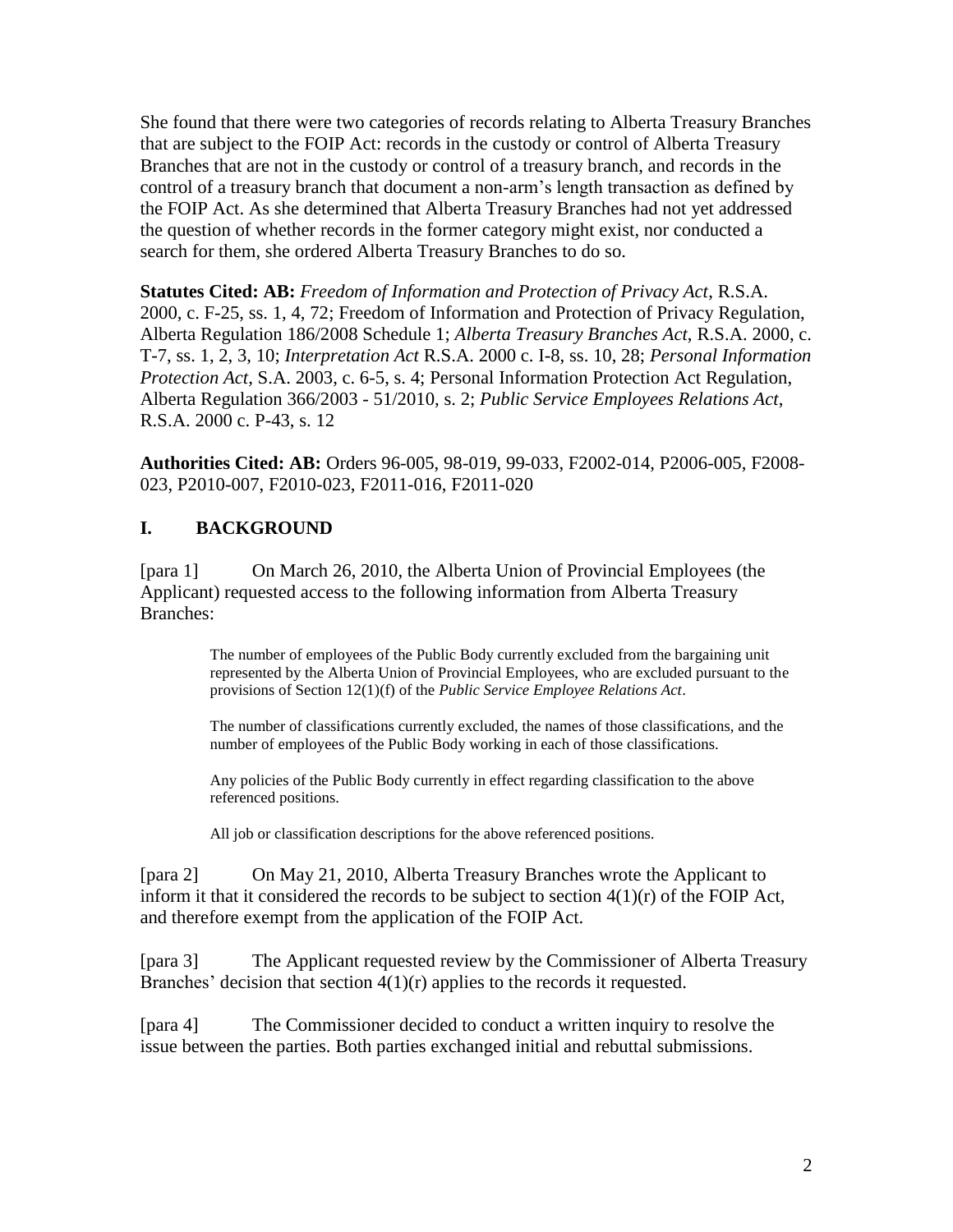She found that there were two categories of records relating to Alberta Treasury Branches that are subject to the FOIP Act: records in the custody or control of Alberta Treasury Branches that are not in the custody or control of a treasury branch, and records in the control of a treasury branch that document a non-arm's length transaction as defined by the FOIP Act. As she determined that Alberta Treasury Branches had not yet addressed the question of whether records in the former category might exist, nor conducted a search for them, she ordered Alberta Treasury Branches to do so.

**Statutes Cited: AB:** *Freedom of Information and Protection of Privacy Act*, R.S.A. 2000, c. F-25, ss. 1, 4, 72; Freedom of Information and Protection of Privacy Regulation, Alberta Regulation 186/2008 Schedule 1; *Alberta Treasury Branches Act*, R.S.A. 2000, c. T-7, ss. 1, 2, 3, 10; *Interpretation Act* R.S.A. 2000 c. I-8, ss. 10, 28; *Personal Information Protection Act*, S.A. 2003, c. 6-5, s. 4; Personal Information Protection Act Regulation, Alberta Regulation 366/2003 - 51/2010, s. 2; *Public Service Employees Relations Act*, R.S.A. 2000 c. P-43, s. 12

**Authorities Cited: AB:** Orders 96-005, 98-019, 99-033, F2002-014, P2006-005, F2008-023, P2010-007, F2010-023, F2011-016, F2011-020

## I. BACKGROUND

[para 1] On March 26, 2010, the Alberta Union of Provincial Employees (the Applicant) requested access to the following information from Alberta Treasury Branches:

> The number of employees of the Public Body currently excluded from the bargaining unit represented by the Alberta Union of Provincial Employees, who are excluded pursuant to the provisions of Section 12(1)(f) of the *Public Service Employee Relations Act*.
>
> The number of classifications currently excluded, the names of those classifications, and the number of employees of the Public Body working in each of those classifications.
>
> Any policies of the Public Body currently in effect regarding classification to the above referenced positions.
>
> All job or classification descriptions for the above referenced positions.

[para 2] On May 21, 2010, Alberta Treasury Branches wrote the Applicant to inform it that it considered the records to be subject to section 4(1)(r) of the FOIP Act, and therefore exempt from the application of the FOIP Act.

[para 3] The Applicant requested review by the Commissioner of Alberta Treasury Branches' decision that section 4(1)(r) applies to the records it requested.

[para 4] The Commissioner decided to conduct a written inquiry to resolve the issue between the parties. Both parties exchanged initial and rebuttal submissions.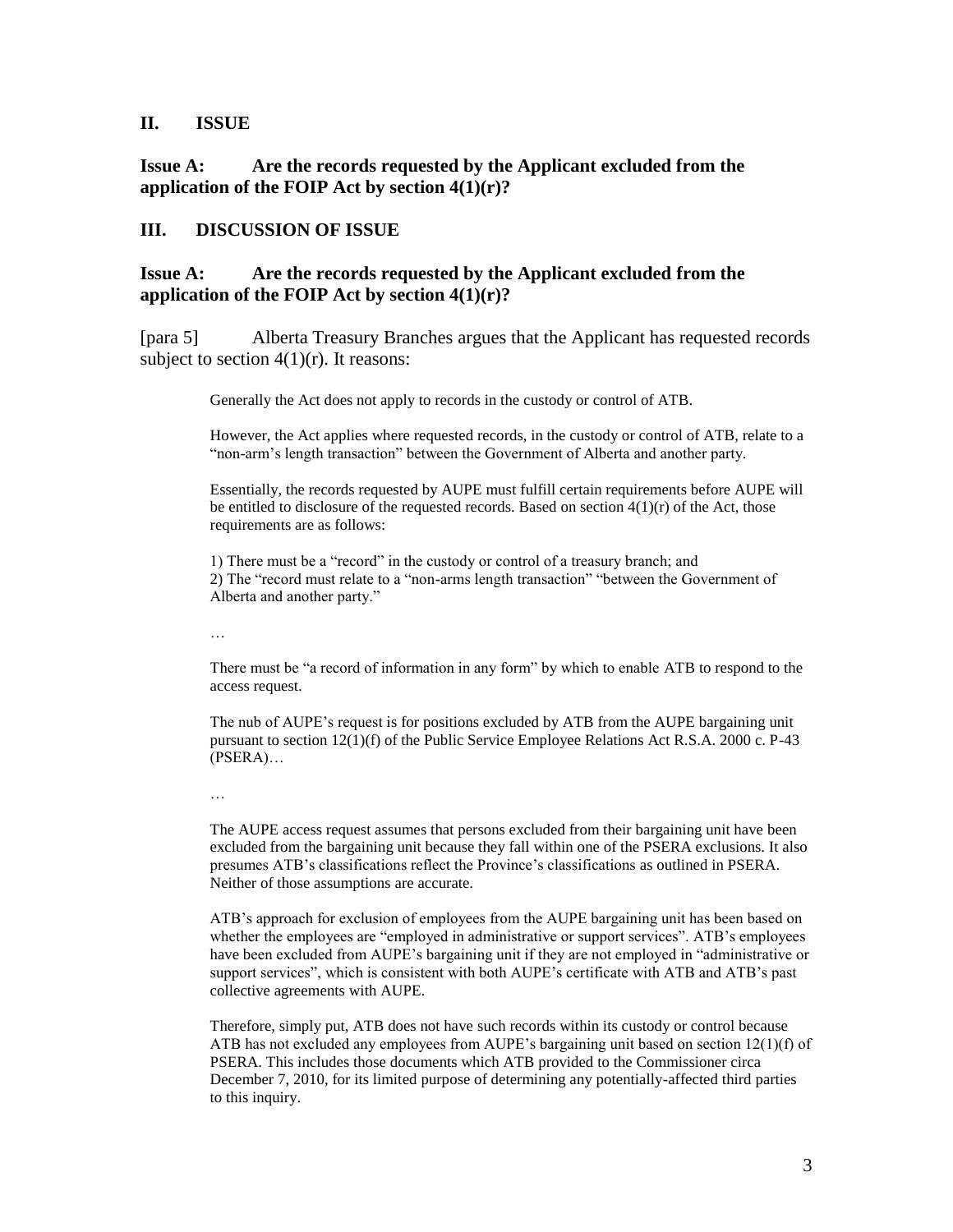## II. ISSUE

### Issue A: Are the records requested by the Applicant excluded from the application of the FOIP Act by section 4(1)(r)?

## III. DISCUSSION OF ISSUE

### Issue A: Are the records requested by the Applicant excluded from the application of the FOIP Act by section 4(1)(r)?

[para 5] Alberta Treasury Branches argues that the Applicant has requested records subject to section 4(1)(r). It reasons:

> Generally the Act does not apply to records in the custody or control of ATB.
>
> However, the Act applies where requested records, in the custody or control of ATB, relate to a "non-arm's length transaction" between the Government of Alberta and another party.
>
> Essentially, the records requested by AUPE must fulfill certain requirements before AUPE will be entitled to disclosure of the requested records. Based on section 4(1)(r) of the Act, those requirements are as follows:
>
> 1) There must be a "record" in the custody or control of a treasury branch; and
> 2) The "record must relate to a "non-arms length transaction" "between the Government of Alberta and another party."
>
> …
>
> There must be "a record of information in any form" by which to enable ATB to respond to the access request.
>
> The nub of AUPE's request is for positions excluded by ATB from the AUPE bargaining unit pursuant to section 12(1)(f) of the Public Service Employee Relations Act R.S.A. 2000 c. P-43 (PSERA)…
>
> …
>
> The AUPE access request assumes that persons excluded from their bargaining unit have been excluded from the bargaining unit because they fall within one of the PSERA exclusions. It also presumes ATB's classifications reflect the Province's classifications as outlined in PSERA. Neither of those assumptions are accurate.
>
> ATB's approach for exclusion of employees from the AUPE bargaining unit has been based on whether the employees are "employed in administrative or support services". ATB's employees have been excluded from AUPE's bargaining unit if they are not employed in "administrative or support services", which is consistent with both AUPE's certificate with ATB and ATB's past collective agreements with AUPE.
>
> Therefore, simply put, ATB does not have such records within its custody or control because ATB has not excluded any employees from AUPE's bargaining unit based on section 12(1)(f) of PSERA. This includes those documents which ATB provided to the Commissioner circa December 7, 2010, for its limited purpose of determining any potentially-affected third parties to this inquiry.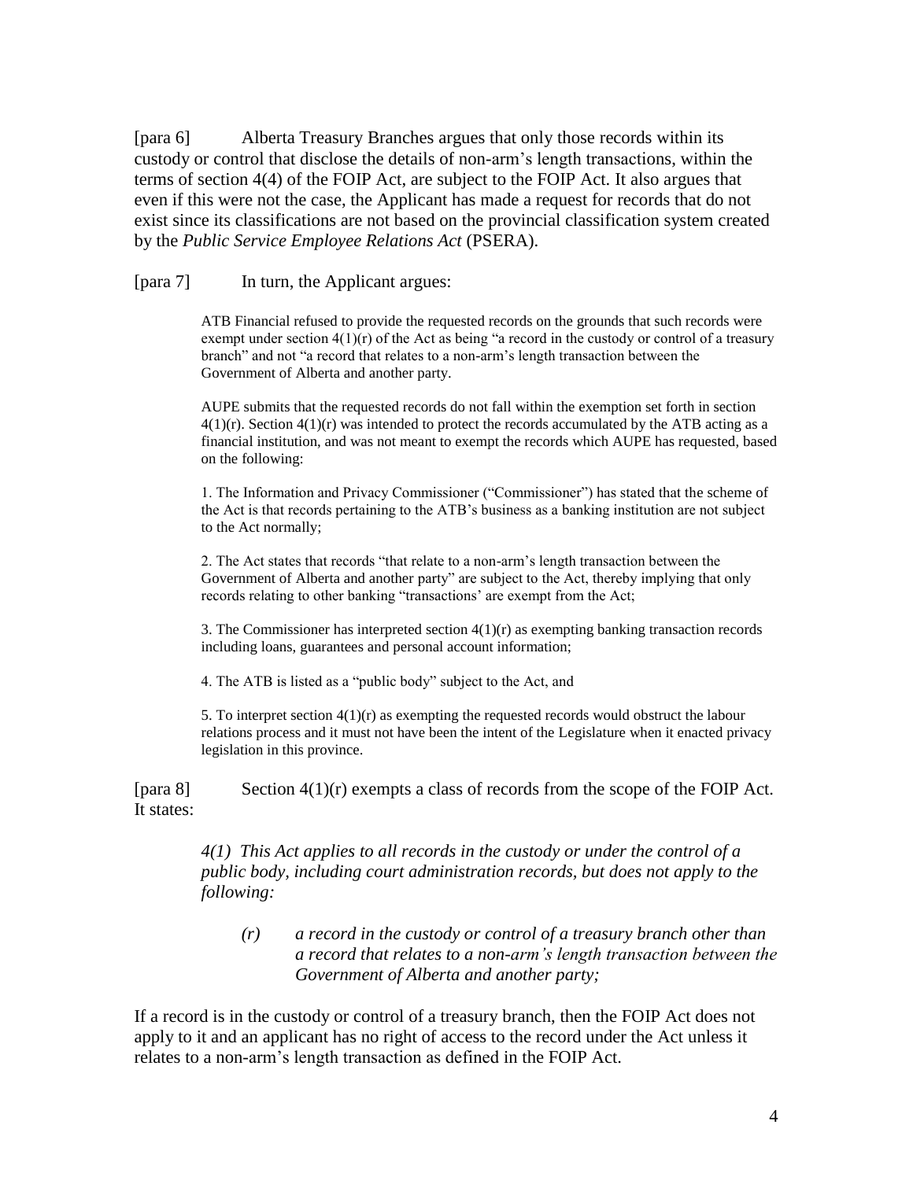[para 6] Alberta Treasury Branches argues that only those records within its custody or control that disclose the details of non-arm's length transactions, within the terms of section 4(4) of the FOIP Act, are subject to the FOIP Act. It also argues that even if this were not the case, the Applicant has made a request for records that do not exist since its classifications are not based on the provincial classification system created by the *Public Service Employee Relations Act* (PSERA).

[para 7] In turn, the Applicant argues:

> ATB Financial refused to provide the requested records on the grounds that such records were exempt under section 4(1)(r) of the Act as being "a record in the custody or control of a treasury branch" and not "a record that relates to a non-arm's length transaction between the Government of Alberta and another party.
>
> AUPE submits that the requested records do not fall within the exemption set forth in section 4(1)(r). Section 4(1)(r) was intended to protect the records accumulated by the ATB acting as a financial institution, and was not meant to exempt the records which AUPE has requested, based on the following:
>
> 1. The Information and Privacy Commissioner ("Commissioner") has stated that the scheme of the Act is that records pertaining to the ATB's business as a banking institution are not subject to the Act normally;
>
> 2. The Act states that records "that relate to a non-arm's length transaction between the Government of Alberta and another party" are subject to the Act, thereby implying that only records relating to other banking "transactions' are exempt from the Act;
>
> 3. The Commissioner has interpreted section 4(1)(r) as exempting banking transaction records including loans, guarantees and personal account information;
>
> 4. The ATB is listed as a "public body" subject to the Act, and
>
> 5. To interpret section 4(1)(r) as exempting the requested records would obstruct the labour relations process and it must not have been the intent of the Legislature when it enacted privacy legislation in this province.

[para 8] Section 4(1)(r) exempts a class of records from the scope of the FOIP Act. It states:

> *4(1) This Act applies to all records in the custody or under the control of a public body, including court administration records, but does not apply to the following:*
>
> *(r) a record in the custody or control of a treasury branch other than a record that relates to a non-arm's length transaction between the Government of Alberta and another party;*

If a record is in the custody or control of a treasury branch, then the FOIP Act does not apply to it and an applicant has no right of access to the record under the Act unless it relates to a non-arm's length transaction as defined in the FOIP Act.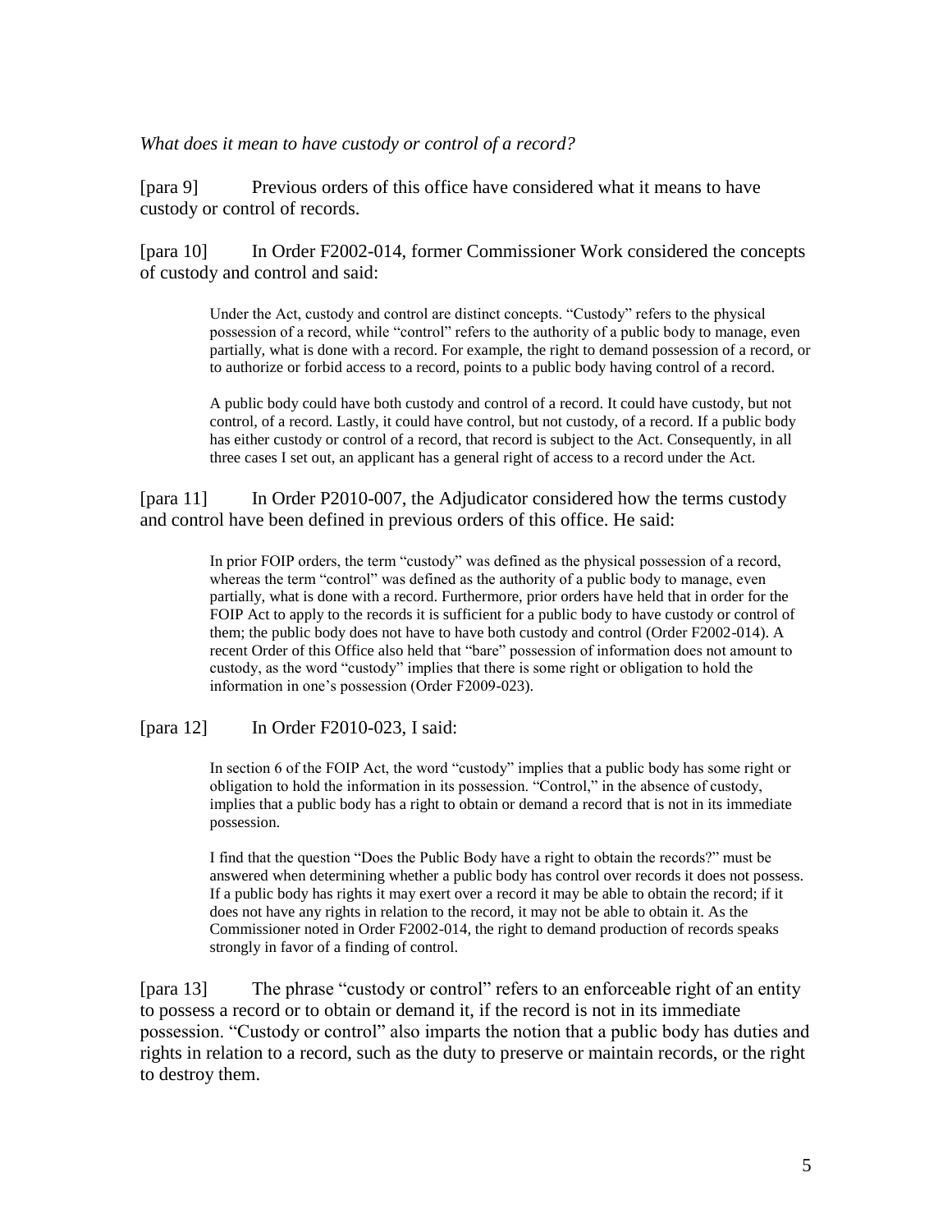*What does it mean to have custody or control of a record?*

[para 9] Previous orders of this office have considered what it means to have custody or control of records.

[para 10] In Order F2002-014, former Commissioner Work considered the concepts of custody and control and said:

> Under the Act, custody and control are distinct concepts. "Custody" refers to the physical possession of a record, while "control" refers to the authority of a public body to manage, even partially, what is done with a record. For example, the right to demand possession of a record, or to authorize or forbid access to a record, points to a public body having control of a record.
>
> A public body could have both custody and control of a record. It could have custody, but not control, of a record. Lastly, it could have control, but not custody, of a record. If a public body has either custody or control of a record, that record is subject to the Act. Consequently, in all three cases I set out, an applicant has a general right of access to a record under the Act.

[para 11] In Order P2010-007, the Adjudicator considered how the terms custody and control have been defined in previous orders of this office. He said:

> In prior FOIP orders, the term "custody" was defined as the physical possession of a record, whereas the term "control" was defined as the authority of a public body to manage, even partially, what is done with a record. Furthermore, prior orders have held that in order for the FOIP Act to apply to the records it is sufficient for a public body to have custody or control of them; the public body does not have to have both custody and control (Order F2002-014). A recent Order of this Office also held that "bare" possession of information does not amount to custody, as the word "custody" implies that there is some right or obligation to hold the information in one's possession (Order F2009-023).

[para 12] In Order F2010-023, I said:

> In section 6 of the FOIP Act, the word "custody" implies that a public body has some right or obligation to hold the information in its possession. "Control," in the absence of custody, implies that a public body has a right to obtain or demand a record that is not in its immediate possession.
>
> I find that the question "Does the Public Body have a right to obtain the records?" must be answered when determining whether a public body has control over records it does not possess. If a public body has rights it may exert over a record it may be able to obtain the record; if it does not have any rights in relation to the record, it may not be able to obtain it. As the Commissioner noted in Order F2002-014, the right to demand production of records speaks strongly in favor of a finding of control.

[para 13] The phrase "custody or control" refers to an enforceable right of an entity to possess a record or to obtain or demand it, if the record is not in its immediate possession. "Custody or control" also imparts the notion that a public body has duties and rights in relation to a record, such as the duty to preserve or maintain records, or the right to destroy them.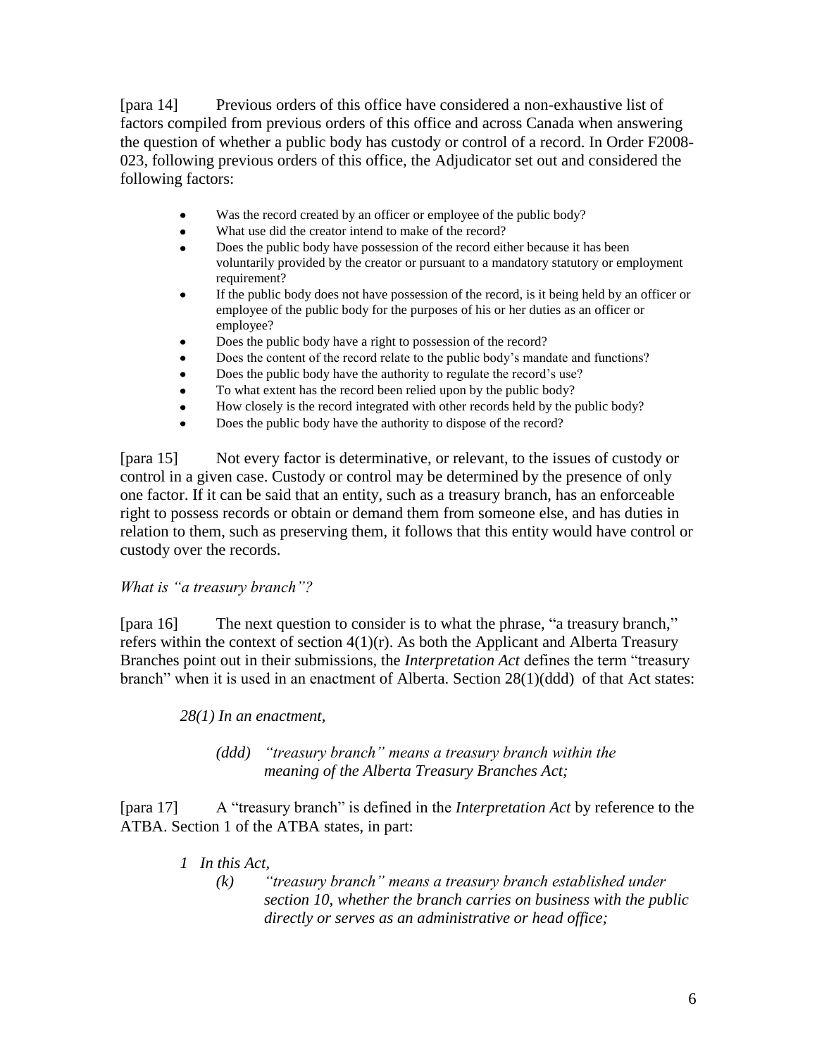[para 14] Previous orders of this office have considered a non-exhaustive list of factors compiled from previous orders of this office and across Canada when answering the question of whether a public body has custody or control of a record. In Order F2008-023, following previous orders of this office, the Adjudicator set out and considered the following factors:

- Was the record created by an officer or employee of the public body?
- What use did the creator intend to make of the record?
- Does the public body have possession of the record either because it has been voluntarily provided by the creator or pursuant to a mandatory statutory or employment requirement?
- If the public body does not have possession of the record, is it being held by an officer or employee of the public body for the purposes of his or her duties as an officer or employee?
- Does the public body have a right to possession of the record?
- Does the content of the record relate to the public body's mandate and functions?
- Does the public body have the authority to regulate the record's use?
- To what extent has the record been relied upon by the public body?
- How closely is the record integrated with other records held by the public body?
- Does the public body have the authority to dispose of the record?

[para 15] Not every factor is determinative, or relevant, to the issues of custody or control in a given case. Custody or control may be determined by the presence of only one factor. If it can be said that an entity, such as a treasury branch, has an enforceable right to possess records or obtain or demand them from someone else, and has duties in relation to them, such as preserving them, it follows that this entity would have control or custody over the records.

*What is "a treasury branch"?*

[para 16] The next question to consider is to what the phrase, "a treasury branch," refers within the context of section 4(1)(r). As both the Applicant and Alberta Treasury Branches point out in their submissions, the *Interpretation Act* defines the term "treasury branch" when it is used in an enactment of Alberta. Section 28(1)(ddd) of that Act states:

> *28(1) In an enactment,*
>
> *(ddd) "treasury branch" means a treasury branch within the meaning of the Alberta Treasury Branches Act;*

[para 17] A "treasury branch" is defined in the *Interpretation Act* by reference to the ATBA. Section 1 of the ATBA states, in part:

> *1 In this Act,*
>
> *(k) "treasury branch" means a treasury branch established under section 10, whether the branch carries on business with the public directly or serves as an administrative or head office;*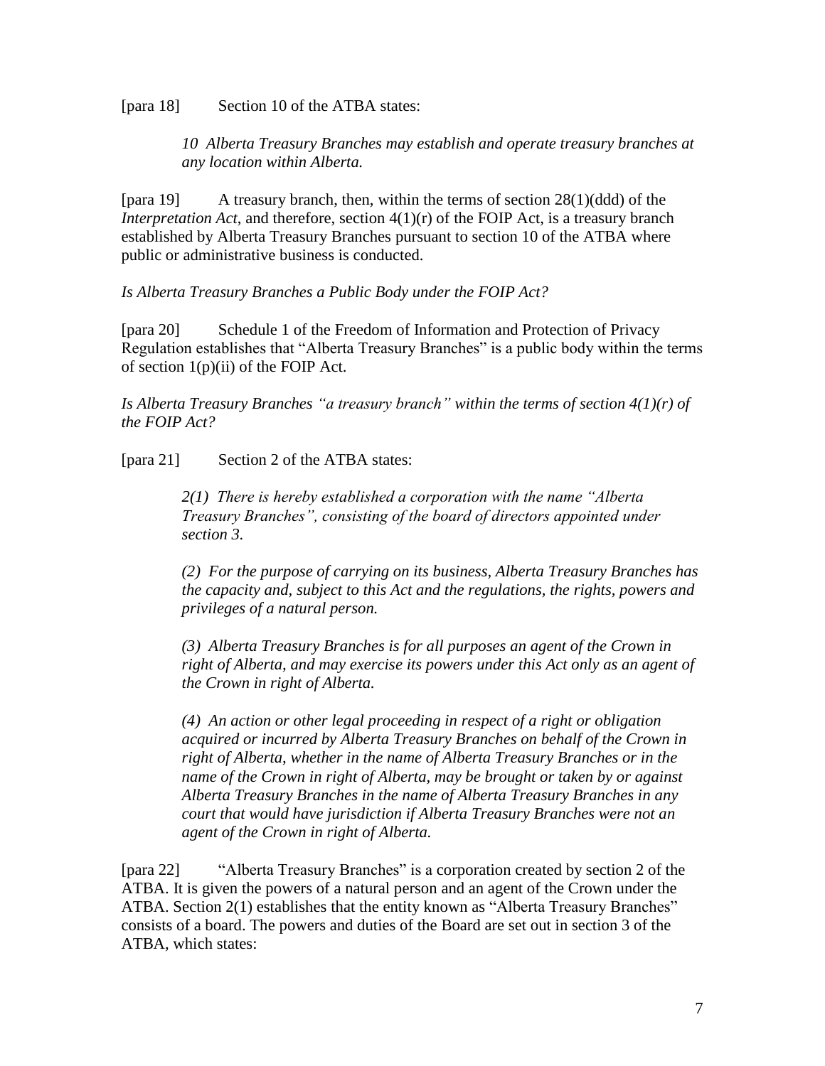[para 18] Section 10 of the ATBA states:

> *10 Alberta Treasury Branches may establish and operate treasury branches at any location within Alberta.*

[para 19] A treasury branch, then, within the terms of section 28(1)(ddd) of the *Interpretation Act,* and therefore, section 4(1)(r) of the FOIP Act, is a treasury branch established by Alberta Treasury Branches pursuant to section 10 of the ATBA where public or administrative business is conducted.

*Is Alberta Treasury Branches a Public Body under the FOIP Act?*

[para 20] Schedule 1 of the Freedom of Information and Protection of Privacy Regulation establishes that "Alberta Treasury Branches" is a public body within the terms of section 1(p)(ii) of the FOIP Act.

*Is Alberta Treasury Branches "a treasury branch" within the terms of section 4(1)(r) of the FOIP Act?*

[para 21] Section 2 of the ATBA states:

> *2(1) There is hereby established a corporation with the name "Alberta Treasury Branches", consisting of the board of directors appointed under section 3.*
>
> *(2) For the purpose of carrying on its business, Alberta Treasury Branches has the capacity and, subject to this Act and the regulations, the rights, powers and privileges of a natural person.*
>
> *(3) Alberta Treasury Branches is for all purposes an agent of the Crown in right of Alberta, and may exercise its powers under this Act only as an agent of the Crown in right of Alberta.*
>
> *(4) An action or other legal proceeding in respect of a right or obligation acquired or incurred by Alberta Treasury Branches on behalf of the Crown in right of Alberta, whether in the name of Alberta Treasury Branches or in the name of the Crown in right of Alberta, may be brought or taken by or against Alberta Treasury Branches in the name of Alberta Treasury Branches in any court that would have jurisdiction if Alberta Treasury Branches were not an agent of the Crown in right of Alberta.*

[para 22] "Alberta Treasury Branches" is a corporation created by section 2 of the ATBA. It is given the powers of a natural person and an agent of the Crown under the ATBA. Section 2(1) establishes that the entity known as "Alberta Treasury Branches" consists of a board. The powers and duties of the Board are set out in section 3 of the ATBA, which states: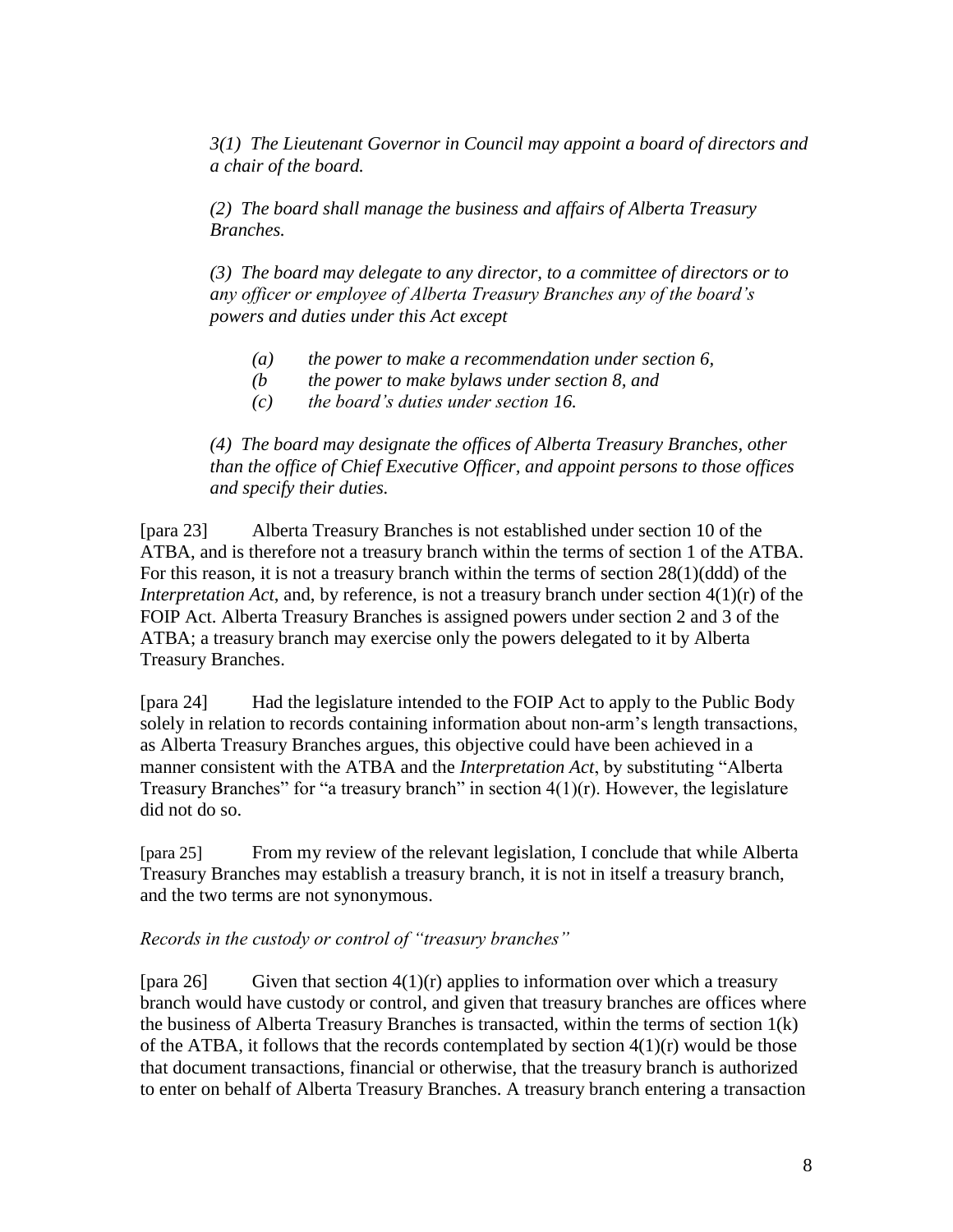*3(1) The Lieutenant Governor in Council may appoint a board of directors and a chair of the board.*

*(2) The board shall manage the business and affairs of Alberta Treasury Branches.*

*(3) The board may delegate to any director, to a committee of directors or to any officer or employee of Alberta Treasury Branches any of the board's powers and duties under this Act except*

> *(a) the power to make a recommendation under section 6,*
> *(b the power to make bylaws under section 8, and*
> *(c) the board's duties under section 16.*

*(4) The board may designate the offices of Alberta Treasury Branches, other than the office of Chief Executive Officer, and appoint persons to those offices and specify their duties.*

[para 23] Alberta Treasury Branches is not established under section 10 of the ATBA, and is therefore not a treasury branch within the terms of section 1 of the ATBA. For this reason, it is not a treasury branch within the terms of section 28(1)(ddd) of the *Interpretation Act*, and, by reference, is not a treasury branch under section 4(1)(r) of the FOIP Act. Alberta Treasury Branches is assigned powers under section 2 and 3 of the ATBA; a treasury branch may exercise only the powers delegated to it by Alberta Treasury Branches.

[para 24] Had the legislature intended to the FOIP Act to apply to the Public Body solely in relation to records containing information about non-arm's length transactions, as Alberta Treasury Branches argues, this objective could have been achieved in a manner consistent with the ATBA and the *Interpretation Act*, by substituting "Alberta Treasury Branches" for "a treasury branch" in section 4(1)(r). However, the legislature did not do so.

[para 25] From my review of the relevant legislation, I conclude that while Alberta Treasury Branches may establish a treasury branch, it is not in itself a treasury branch, and the two terms are not synonymous.

*Records in the custody or control of "treasury branches"*

[para 26] Given that section 4(1)(r) applies to information over which a treasury branch would have custody or control, and given that treasury branches are offices where the business of Alberta Treasury Branches is transacted, within the terms of section 1(k) of the ATBA, it follows that the records contemplated by section 4(1)(r) would be those that document transactions, financial or otherwise, that the treasury branch is authorized to enter on behalf of Alberta Treasury Branches. A treasury branch entering a transaction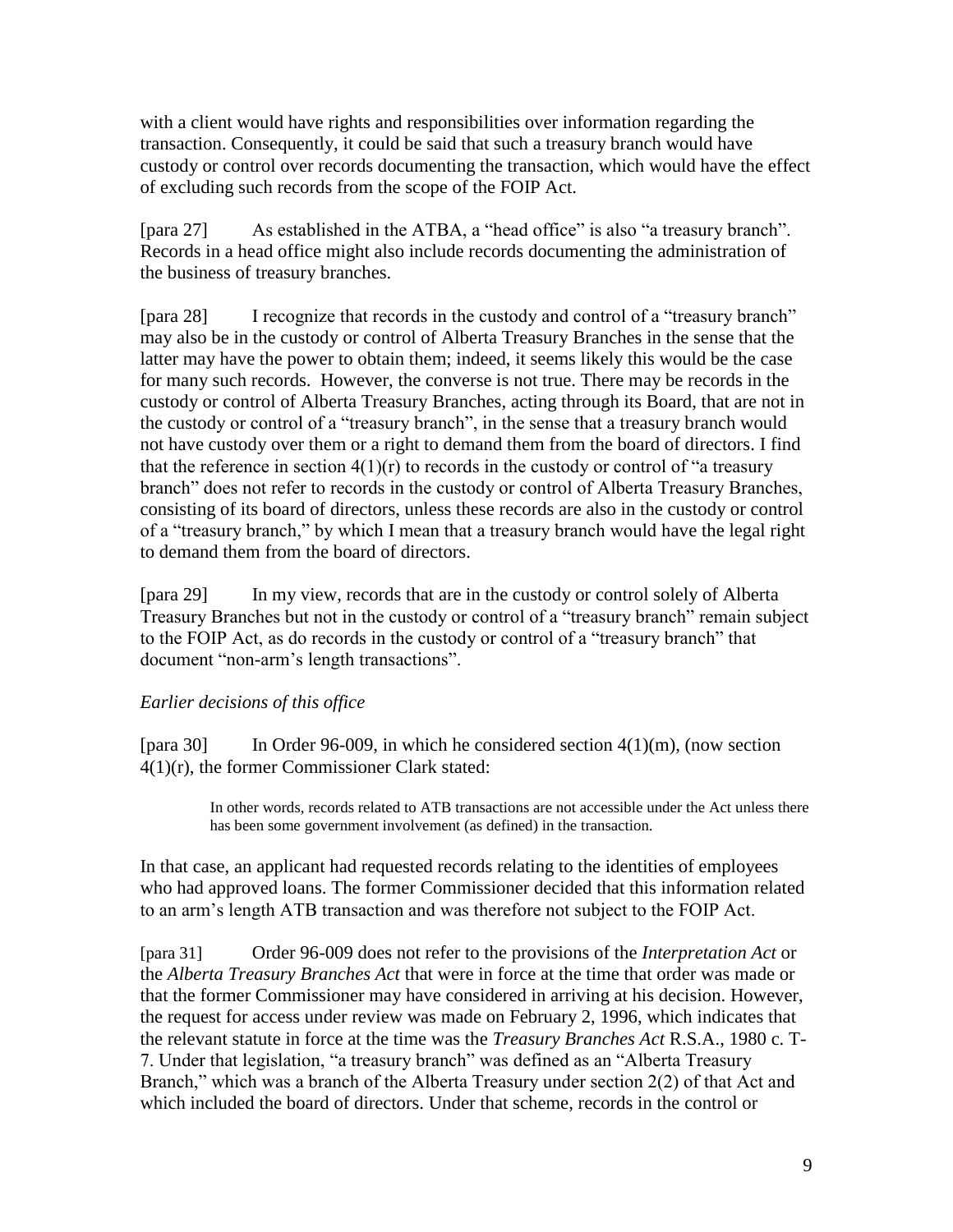with a client would have rights and responsibilities over information regarding the transaction. Consequently, it could be said that such a treasury branch would have custody or control over records documenting the transaction, which would have the effect of excluding such records from the scope of the FOIP Act.

[para 27] As established in the ATBA, a "head office" is also "a treasury branch". Records in a head office might also include records documenting the administration of the business of treasury branches.

[para 28] I recognize that records in the custody and control of a "treasury branch" may also be in the custody or control of Alberta Treasury Branches in the sense that the latter may have the power to obtain them; indeed, it seems likely this would be the case for many such records. However, the converse is not true. There may be records in the custody or control of Alberta Treasury Branches, acting through its Board, that are not in the custody or control of a "treasury branch", in the sense that a treasury branch would not have custody over them or a right to demand them from the board of directors. I find that the reference in section 4(1)(r) to records in the custody or control of "a treasury branch" does not refer to records in the custody or control of Alberta Treasury Branches, consisting of its board of directors, unless these records are also in the custody or control of a "treasury branch," by which I mean that a treasury branch would have the legal right to demand them from the board of directors.

[para 29] In my view, records that are in the custody or control solely of Alberta Treasury Branches but not in the custody or control of a "treasury branch" remain subject to the FOIP Act, as do records in the custody or control of a "treasury branch" that document "non-arm's length transactions".

*Earlier decisions of this office*

[para 30] In Order 96-009, in which he considered section 4(1)(m), (now section 4(1)(r), the former Commissioner Clark stated:

> In other words, records related to ATB transactions are not accessible under the Act unless there has been some government involvement (as defined) in the transaction.

In that case, an applicant had requested records relating to the identities of employees who had approved loans. The former Commissioner decided that this information related to an arm's length ATB transaction and was therefore not subject to the FOIP Act.

[para 31] Order 96-009 does not refer to the provisions of the *Interpretation Act* or the *Alberta Treasury Branches Act* that were in force at the time that order was made or that the former Commissioner may have considered in arriving at his decision. However, the request for access under review was made on February 2, 1996, which indicates that the relevant statute in force at the time was the *Treasury Branches Act* R.S.A., 1980 c. T-7. Under that legislation, "a treasury branch" was defined as an "Alberta Treasury Branch," which was a branch of the Alberta Treasury under section 2(2) of that Act and which included the board of directors. Under that scheme, records in the control or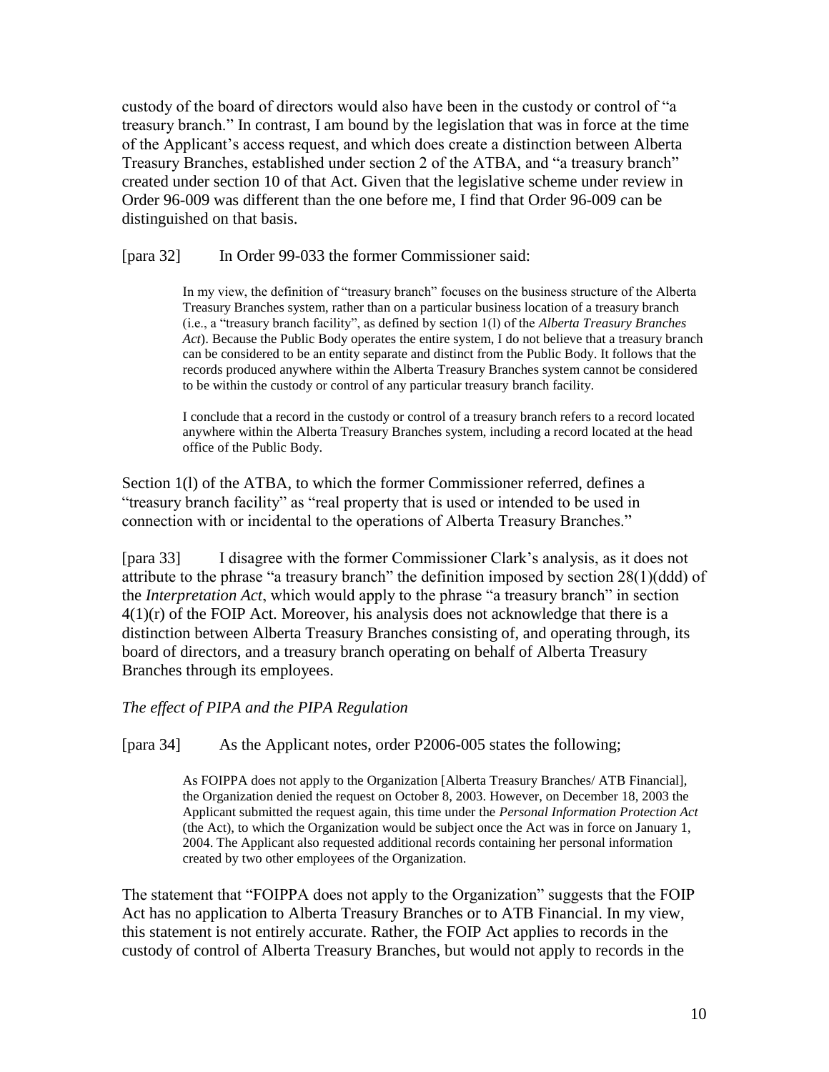custody of the board of directors would also have been in the custody or control of "a treasury branch." In contrast, I am bound by the legislation that was in force at the time of the Applicant's access request, and which does create a distinction between Alberta Treasury Branches, established under section 2 of the ATBA, and "a treasury branch" created under section 10 of that Act. Given that the legislative scheme under review in Order 96-009 was different than the one before me, I find that Order 96-009 can be distinguished on that basis.

[para 32] In Order 99-033 the former Commissioner said:

> In my view, the definition of "treasury branch" focuses on the business structure of the Alberta Treasury Branches system, rather than on a particular business location of a treasury branch (i.e., a "treasury branch facility", as defined by section 1(l) of the *Alberta Treasury Branches Act*). Because the Public Body operates the entire system, I do not believe that a treasury branch can be considered to be an entity separate and distinct from the Public Body. It follows that the records produced anywhere within the Alberta Treasury Branches system cannot be considered to be within the custody or control of any particular treasury branch facility.
>
> I conclude that a record in the custody or control of a treasury branch refers to a record located anywhere within the Alberta Treasury Branches system, including a record located at the head office of the Public Body.

Section 1(l) of the ATBA, to which the former Commissioner referred, defines a "treasury branch facility" as "real property that is used or intended to be used in connection with or incidental to the operations of Alberta Treasury Branches."

[para 33] I disagree with the former Commissioner Clark's analysis, as it does not attribute to the phrase "a treasury branch" the definition imposed by section 28(1)(ddd) of the *Interpretation Act*, which would apply to the phrase "a treasury branch" in section 4(1)(r) of the FOIP Act. Moreover, his analysis does not acknowledge that there is a distinction between Alberta Treasury Branches consisting of, and operating through, its board of directors, and a treasury branch operating on behalf of Alberta Treasury Branches through its employees.

*The effect of PIPA and the PIPA Regulation*

[para 34] As the Applicant notes, order P2006-005 states the following;

> As FOIPPA does not apply to the Organization [Alberta Treasury Branches/ ATB Financial], the Organization denied the request on October 8, 2003. However, on December 18, 2003 the Applicant submitted the request again, this time under the *Personal Information Protection Act* (the Act), to which the Organization would be subject once the Act was in force on January 1, 2004. The Applicant also requested additional records containing her personal information created by two other employees of the Organization.

The statement that "FOIPPA does not apply to the Organization" suggests that the FOIP Act has no application to Alberta Treasury Branches or to ATB Financial. In my view, this statement is not entirely accurate. Rather, the FOIP Act applies to records in the custody of control of Alberta Treasury Branches, but would not apply to records in the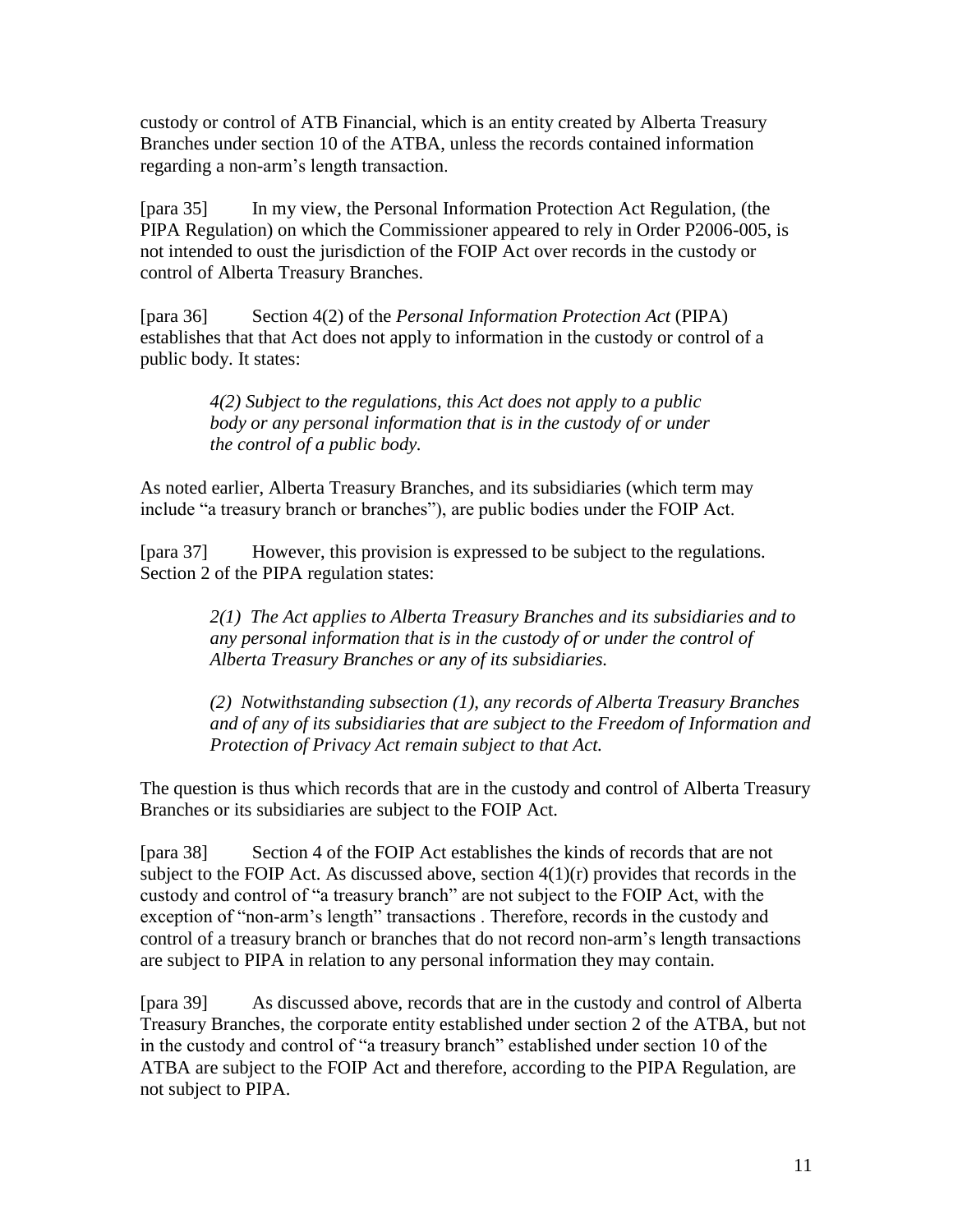custody or control of ATB Financial, which is an entity created by Alberta Treasury Branches under section 10 of the ATBA, unless the records contained information regarding a non-arm's length transaction.

[para 35] In my view, the Personal Information Protection Act Regulation, (the PIPA Regulation) on which the Commissioner appeared to rely in Order P2006-005, is not intended to oust the jurisdiction of the FOIP Act over records in the custody or control of Alberta Treasury Branches.

[para 36] Section 4(2) of the *Personal Information Protection Act* (PIPA) establishes that that Act does not apply to information in the custody or control of a public body. It states:

> *4(2) Subject to the regulations, this Act does not apply to a public body or any personal information that is in the custody of or under the control of a public body.*

As noted earlier, Alberta Treasury Branches, and its subsidiaries (which term may include "a treasury branch or branches"), are public bodies under the FOIP Act.

[para 37] However, this provision is expressed to be subject to the regulations. Section 2 of the PIPA regulation states:

> *2(1) The Act applies to Alberta Treasury Branches and its subsidiaries and to any personal information that is in the custody of or under the control of Alberta Treasury Branches or any of its subsidiaries.*
>
> *(2) Notwithstanding subsection (1), any records of Alberta Treasury Branches and of any of its subsidiaries that are subject to the Freedom of Information and Protection of Privacy Act remain subject to that Act.*

The question is thus which records that are in the custody and control of Alberta Treasury Branches or its subsidiaries are subject to the FOIP Act.

[para 38] Section 4 of the FOIP Act establishes the kinds of records that are not subject to the FOIP Act. As discussed above, section 4(1)(r) provides that records in the custody and control of "a treasury branch" are not subject to the FOIP Act, with the exception of "non-arm's length" transactions . Therefore, records in the custody and control of a treasury branch or branches that do not record non-arm's length transactions are subject to PIPA in relation to any personal information they may contain.

[para 39] As discussed above, records that are in the custody and control of Alberta Treasury Branches, the corporate entity established under section 2 of the ATBA, but not in the custody and control of "a treasury branch" established under section 10 of the ATBA are subject to the FOIP Act and therefore, according to the PIPA Regulation, are not subject to PIPA.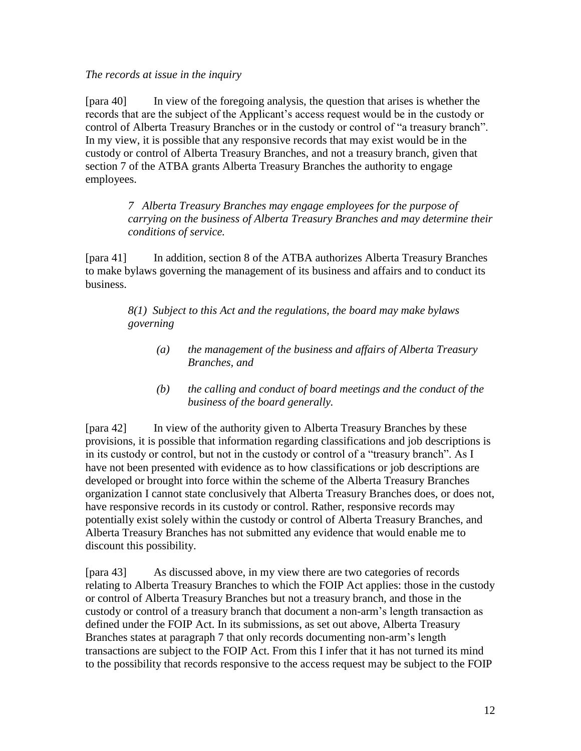*The records at issue in the inquiry*

[para 40] In view of the foregoing analysis, the question that arises is whether the records that are the subject of the Applicant's access request would be in the custody or control of Alberta Treasury Branches or in the custody or control of "a treasury branch". In my view, it is possible that any responsive records that may exist would be in the custody or control of Alberta Treasury Branches, and not a treasury branch, given that section 7 of the ATBA grants Alberta Treasury Branches the authority to engage employees.

> *7 Alberta Treasury Branches may engage employees for the purpose of carrying on the business of Alberta Treasury Branches and may determine their conditions of service.*

[para 41] In addition, section 8 of the ATBA authorizes Alberta Treasury Branches to make bylaws governing the management of its business and affairs and to conduct its business.

> *8(1) Subject to this Act and the regulations, the board may make bylaws governing*
>
> *(a) the management of the business and affairs of Alberta Treasury Branches, and*
>
> *(b) the calling and conduct of board meetings and the conduct of the business of the board generally.*

[para 42] In view of the authority given to Alberta Treasury Branches by these provisions, it is possible that information regarding classifications and job descriptions is in its custody or control, but not in the custody or control of a "treasury branch". As I have not been presented with evidence as to how classifications or job descriptions are developed or brought into force within the scheme of the Alberta Treasury Branches organization I cannot state conclusively that Alberta Treasury Branches does, or does not, have responsive records in its custody or control. Rather, responsive records may potentially exist solely within the custody or control of Alberta Treasury Branches, and Alberta Treasury Branches has not submitted any evidence that would enable me to discount this possibility.

[para 43] As discussed above, in my view there are two categories of records relating to Alberta Treasury Branches to which the FOIP Act applies: those in the custody or control of Alberta Treasury Branches but not a treasury branch, and those in the custody or control of a treasury branch that document a non-arm's length transaction as defined under the FOIP Act. In its submissions, as set out above, Alberta Treasury Branches states at paragraph 7 that only records documenting non-arm's length transactions are subject to the FOIP Act. From this I infer that it has not turned its mind to the possibility that records responsive to the access request may be subject to the FOIP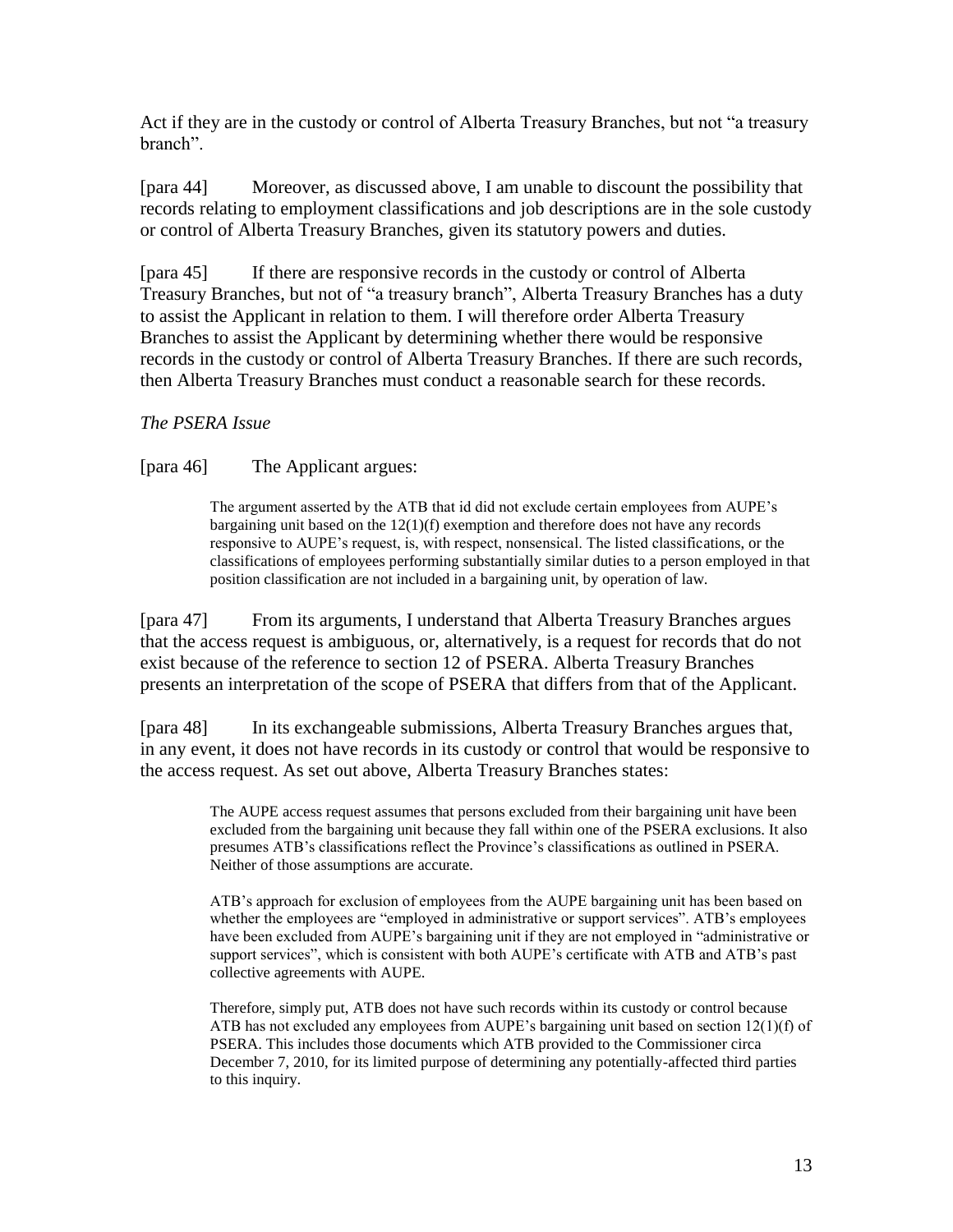Act if they are in the custody or control of Alberta Treasury Branches, but not "a treasury branch".

[para 44] Moreover, as discussed above, I am unable to discount the possibility that records relating to employment classifications and job descriptions are in the sole custody or control of Alberta Treasury Branches, given its statutory powers and duties.

[para 45] If there are responsive records in the custody or control of Alberta Treasury Branches, but not of "a treasury branch", Alberta Treasury Branches has a duty to assist the Applicant in relation to them. I will therefore order Alberta Treasury Branches to assist the Applicant by determining whether there would be responsive records in the custody or control of Alberta Treasury Branches. If there are such records, then Alberta Treasury Branches must conduct a reasonable search for these records.

*The PSERA Issue*

[para 46] The Applicant argues:

> The argument asserted by the ATB that id did not exclude certain employees from AUPE's bargaining unit based on the 12(1)(f) exemption and therefore does not have any records responsive to AUPE's request, is, with respect, nonsensical. The listed classifications, or the classifications of employees performing substantially similar duties to a person employed in that position classification are not included in a bargaining unit, by operation of law.

[para 47] From its arguments, I understand that Alberta Treasury Branches argues that the access request is ambiguous, or, alternatively, is a request for records that do not exist because of the reference to section 12 of PSERA. Alberta Treasury Branches presents an interpretation of the scope of PSERA that differs from that of the Applicant.

[para 48] In its exchangeable submissions, Alberta Treasury Branches argues that, in any event, it does not have records in its custody or control that would be responsive to the access request. As set out above, Alberta Treasury Branches states:

> The AUPE access request assumes that persons excluded from their bargaining unit have been excluded from the bargaining unit because they fall within one of the PSERA exclusions. It also presumes ATB's classifications reflect the Province's classifications as outlined in PSERA. Neither of those assumptions are accurate.
>
> ATB's approach for exclusion of employees from the AUPE bargaining unit has been based on whether the employees are "employed in administrative or support services". ATB's employees have been excluded from AUPE's bargaining unit if they are not employed in "administrative or support services", which is consistent with both AUPE's certificate with ATB and ATB's past collective agreements with AUPE.
>
> Therefore, simply put, ATB does not have such records within its custody or control because ATB has not excluded any employees from AUPE's bargaining unit based on section 12(1)(f) of PSERA. This includes those documents which ATB provided to the Commissioner circa December 7, 2010, for its limited purpose of determining any potentially-affected third parties to this inquiry.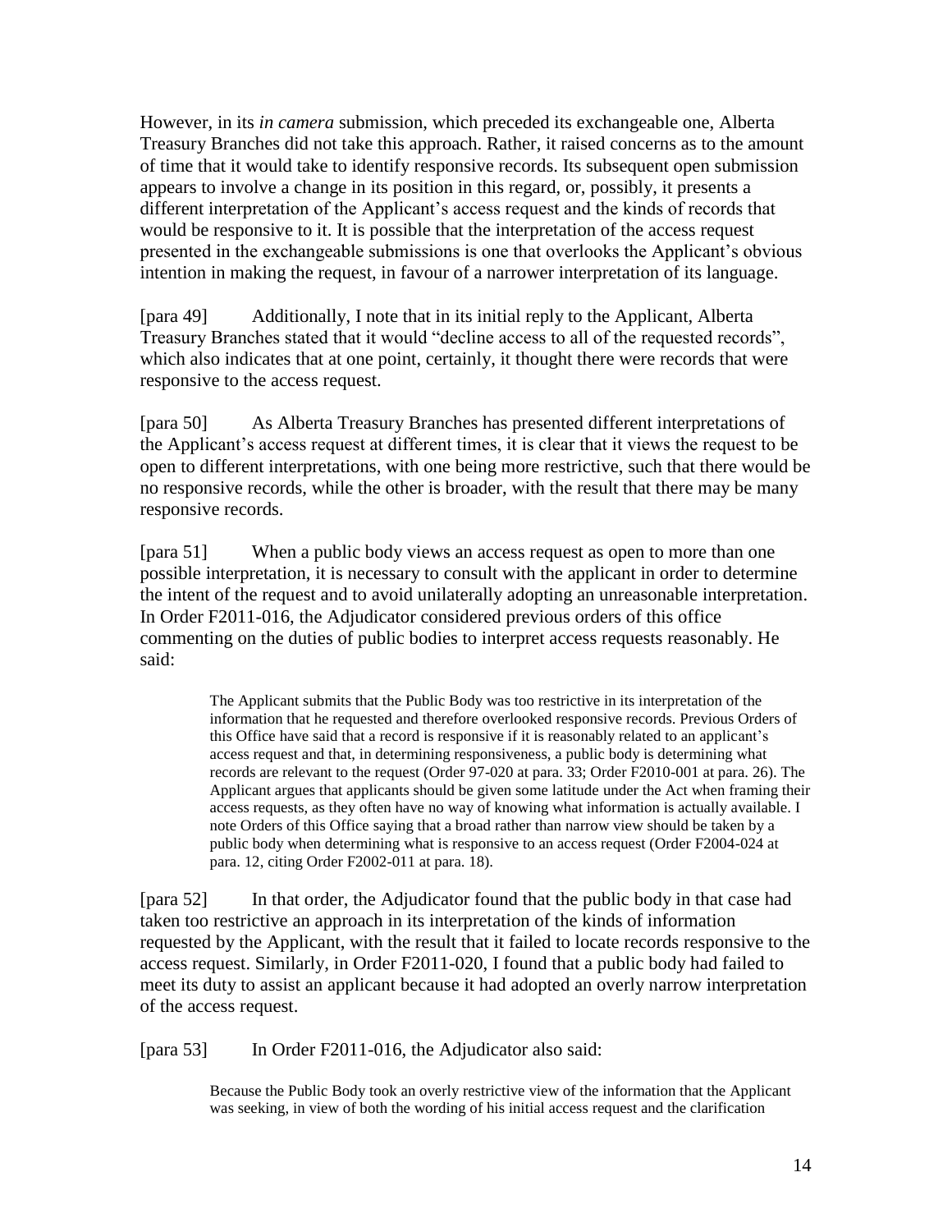However, in its *in camera* submission, which preceded its exchangeable one, Alberta Treasury Branches did not take this approach. Rather, it raised concerns as to the amount of time that it would take to identify responsive records. Its subsequent open submission appears to involve a change in its position in this regard, or, possibly, it presents a different interpretation of the Applicant's access request and the kinds of records that would be responsive to it. It is possible that the interpretation of the access request presented in the exchangeable submissions is one that overlooks the Applicant's obvious intention in making the request, in favour of a narrower interpretation of its language.

[para 49] Additionally, I note that in its initial reply to the Applicant, Alberta Treasury Branches stated that it would "decline access to all of the requested records", which also indicates that at one point, certainly, it thought there were records that were responsive to the access request.

[para 50] As Alberta Treasury Branches has presented different interpretations of the Applicant's access request at different times, it is clear that it views the request to be open to different interpretations, with one being more restrictive, such that there would be no responsive records, while the other is broader, with the result that there may be many responsive records.

[para 51] When a public body views an access request as open to more than one possible interpretation, it is necessary to consult with the applicant in order to determine the intent of the request and to avoid unilaterally adopting an unreasonable interpretation. In Order F2011-016, the Adjudicator considered previous orders of this office commenting on the duties of public bodies to interpret access requests reasonably. He said:

> The Applicant submits that the Public Body was too restrictive in its interpretation of the information that he requested and therefore overlooked responsive records. Previous Orders of this Office have said that a record is responsive if it is reasonably related to an applicant's access request and that, in determining responsiveness, a public body is determining what records are relevant to the request (Order 97-020 at para. 33; Order F2010-001 at para. 26). The Applicant argues that applicants should be given some latitude under the Act when framing their access requests, as they often have no way of knowing what information is actually available. I note Orders of this Office saying that a broad rather than narrow view should be taken by a public body when determining what is responsive to an access request (Order F2004-024 at para. 12, citing Order F2002-011 at para. 18).

[para 52] In that order, the Adjudicator found that the public body in that case had taken too restrictive an approach in its interpretation of the kinds of information requested by the Applicant, with the result that it failed to locate records responsive to the access request. Similarly, in Order F2011-020, I found that a public body had failed to meet its duty to assist an applicant because it had adopted an overly narrow interpretation of the access request.

[para 53] In Order F2011-016, the Adjudicator also said:

> Because the Public Body took an overly restrictive view of the information that the Applicant was seeking, in view of both the wording of his initial access request and the clarification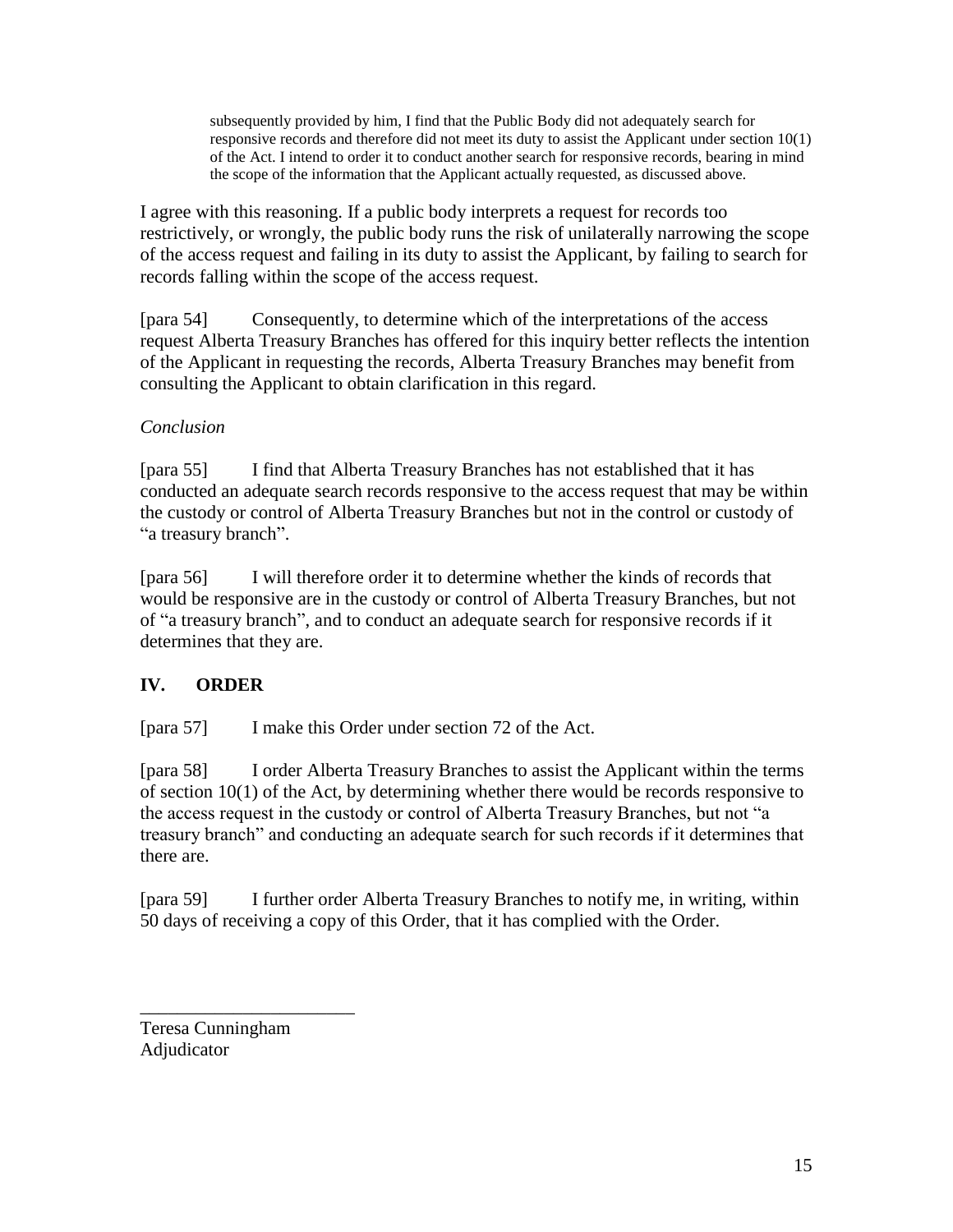> subsequently provided by him, I find that the Public Body did not adequately search for responsive records and therefore did not meet its duty to assist the Applicant under section 10(1) of the Act. I intend to order it to conduct another search for responsive records, bearing in mind the scope of the information that the Applicant actually requested, as discussed above.

I agree with this reasoning. If a public body interprets a request for records too restrictively, or wrongly, the public body runs the risk of unilaterally narrowing the scope of the access request and failing in its duty to assist the Applicant, by failing to search for records falling within the scope of the access request.

[para 54] Consequently, to determine which of the interpretations of the access request Alberta Treasury Branches has offered for this inquiry better reflects the intention of the Applicant in requesting the records, Alberta Treasury Branches may benefit from consulting the Applicant to obtain clarification in this regard.

*Conclusion*

[para 55] I find that Alberta Treasury Branches has not established that it has conducted an adequate search records responsive to the access request that may be within the custody or control of Alberta Treasury Branches but not in the control or custody of "a treasury branch".

[para 56] I will therefore order it to determine whether the kinds of records that would be responsive are in the custody or control of Alberta Treasury Branches, but not of "a treasury branch", and to conduct an adequate search for responsive records if it determines that they are.

## IV. ORDER

[para 57] I make this Order under section 72 of the Act.

[para 58] I order Alberta Treasury Branches to assist the Applicant within the terms of section 10(1) of the Act, by determining whether there would be records responsive to the access request in the custody or control of Alberta Treasury Branches, but not "a treasury branch" and conducting an adequate search for such records if it determines that there are.

[para 59] I further order Alberta Treasury Branches to notify me, in writing, within 50 days of receiving a copy of this Order, that it has complied with the Order.

\_\_\_\_\_\_\_\_\_\_\_\_\_\_\_\_\_\_\_\_\_\_\_\_

Teresa Cunningham
Adjudicator